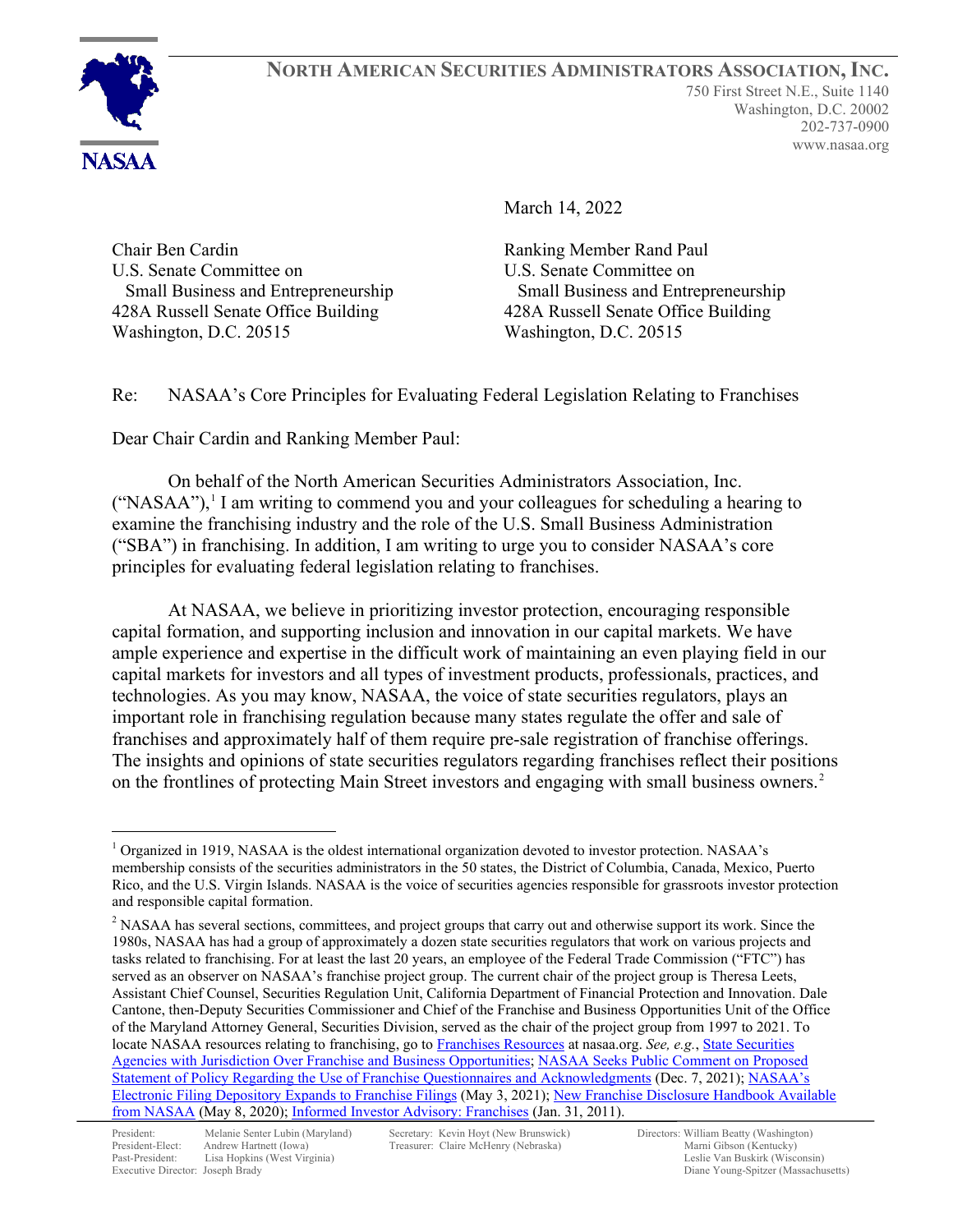**NORTH AMERICAN SECURITIES ADMINISTRATORS ASSOCIATION, INC.**

750 First Street N.E., Suite 1140
Washington, D.C. 20002
202-737-0900
www.nasaa.org

March 14, 2022

Chair Ben Cardin
U.S. Senate Committee on
Small Business and Entrepreneurship
428A Russell Senate Office Building
Washington, D.C. 20515

Ranking Member Rand Paul
U.S. Senate Committee on
Small Business and Entrepreneurship
428A Russell Senate Office Building
Washington, D.C. 20515

Re: NASAA's Core Principles for Evaluating Federal Legislation Relating to Franchises

Dear Chair Cardin and Ranking Member Paul:

On behalf of the North American Securities Administrators Association, Inc. ("NASAA"),[1] I am writing to commend you and your colleagues for scheduling a hearing to examine the franchising industry and the role of the U.S. Small Business Administration ("SBA") in franchising. In addition, I am writing to urge you to consider NASAA's core principles for evaluating federal legislation relating to franchises.

At NASAA, we believe in prioritizing investor protection, encouraging responsible capital formation, and supporting inclusion and innovation in our capital markets. We have ample experience and expertise in the difficult work of maintaining an even playing field in our capital markets for investors and all types of investment products, professionals, practices, and technologies. As you may know, NASAA, the voice of state securities regulators, plays an important role in franchising regulation because many states regulate the offer and sale of franchises and approximately half of them require pre-sale registration of franchise offerings. The insights and opinions of state securities regulators regarding franchises reflect their positions on the frontlines of protecting Main Street investors and engaging with small business owners.[2]

---

[1] Organized in 1919, NASAA is the oldest international organization devoted to investor protection. NASAA's membership consists of the securities administrators in the 50 states, the District of Columbia, Canada, Mexico, Puerto Rico, and the U.S. Virgin Islands. NASAA is the voice of securities agencies responsible for grassroots investor protection and responsible capital formation.

[2] NASAA has several sections, committees, and project groups that carry out and otherwise support its work. Since the 1980s, NASAA has had a group of approximately a dozen state securities regulators that work on various projects and tasks related to franchising. For at least the last 20 years, an employee of the Federal Trade Commission ("FTC") has served as an observer on NASAA's franchise project group. The current chair of the project group is Theresa Leets, Assistant Chief Counsel, Securities Regulation Unit, California Department of Financial Protection and Innovation. Dale Cantone, then-Deputy Securities Commissioner and Chief of the Franchise and Business Opportunities Unit of the Office of the Maryland Attorney General, Securities Division, served as the chair of the project group from 1997 to 2021. To locate NASAA resources relating to franchising, go to Franchises Resources at nasaa.org. *See, e.g.*, State Securities Agencies with Jurisdiction Over Franchise and Business Opportunities; NASAA Seeks Public Comment on Proposed Statement of Policy Regarding the Use of Franchise Questionnaires and Acknowledgments (Dec. 7, 2021); NASAA's Electronic Filing Depository Expands to Franchise Filings (May 3, 2021); New Franchise Disclosure Handbook Available from NASAA (May 8, 2020); Informed Investor Advisory: Franchises (Jan. 31, 2011).

President: Melanie Senter Lubin (Maryland)
President-Elect: Andrew Hartnett (Iowa)
Past-President: Lisa Hopkins (West Virginia)
Executive Director: Joseph Brady

Secretary: Kevin Hoyt (New Brunswick)
Treasurer: Claire McHenry (Nebraska)

Directors: William Beatty (Washington)
Marni Gibson (Kentucky)
Leslie Van Buskirk (Wisconsin)
Diane Young-Spitzer (Massachusetts)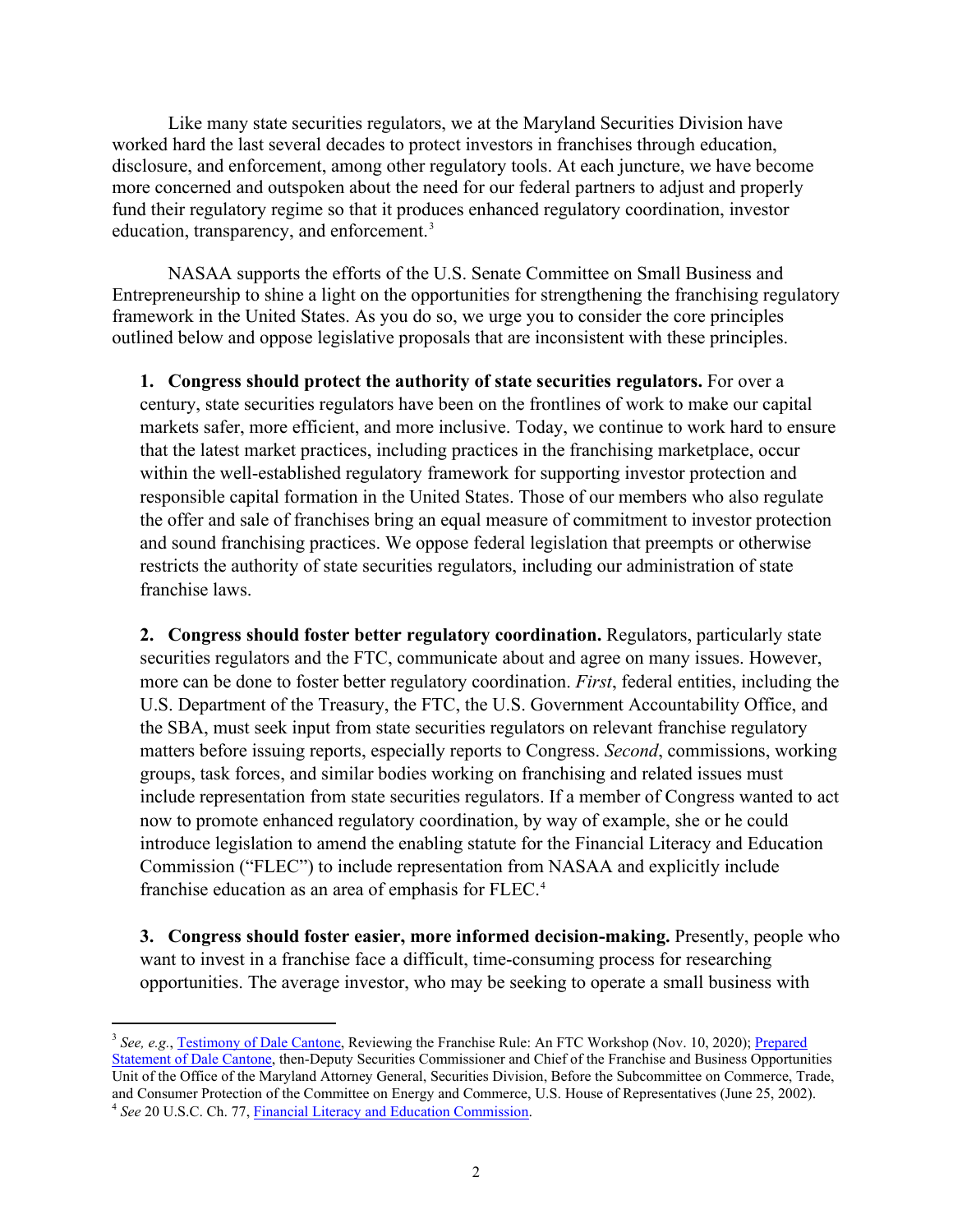Like many state securities regulators, we at the Maryland Securities Division have worked hard the last several decades to protect investors in franchises through education, disclosure, and enforcement, among other regulatory tools. At each juncture, we have become more concerned and outspoken about the need for our federal partners to adjust and properly fund their regulatory regime so that it produces enhanced regulatory coordination, investor education, transparency, and enforcement.[3]

NASAA supports the efforts of the U.S. Senate Committee on Small Business and Entrepreneurship to shine a light on the opportunities for strengthening the franchising regulatory framework in the United States. As you do so, we urge you to consider the core principles outlined below and oppose legislative proposals that are inconsistent with these principles.

1. **Congress should protect the authority of state securities regulators.** For over a century, state securities regulators have been on the frontlines of work to make our capital markets safer, more efficient, and more inclusive. Today, we continue to work hard to ensure that the latest market practices, including practices in the franchising marketplace, occur within the well-established regulatory framework for supporting investor protection and responsible capital formation in the United States. Those of our members who also regulate the offer and sale of franchises bring an equal measure of commitment to investor protection and sound franchising practices. We oppose federal legislation that preempts or otherwise restricts the authority of state securities regulators, including our administration of state franchise laws.

2. **Congress should foster better regulatory coordination.** Regulators, particularly state securities regulators and the FTC, communicate about and agree on many issues. However, more can be done to foster better regulatory coordination. *First*, federal entities, including the U.S. Department of the Treasury, the FTC, the U.S. Government Accountability Office, and the SBA, must seek input from state securities regulators on relevant franchise regulatory matters before issuing reports, especially reports to Congress. *Second*, commissions, working groups, task forces, and similar bodies working on franchising and related issues must include representation from state securities regulators. If a member of Congress wanted to act now to promote enhanced regulatory coordination, by way of example, she or he could introduce legislation to amend the enabling statute for the Financial Literacy and Education Commission ("FLEC") to include representation from NASAA and explicitly include franchise education as an area of emphasis for FLEC.[4]

3. **Congress should foster easier, more informed decision-making.** Presently, people who want to invest in a franchise face a difficult, time-consuming process for researching opportunities. The average investor, who may be seeking to operate a small business with

---

[3] *See, e.g.*, Testimony of Dale Cantone, Reviewing the Franchise Rule: An FTC Workshop (Nov. 10, 2020); Prepared Statement of Dale Cantone, then-Deputy Securities Commissioner and Chief of the Franchise and Business Opportunities Unit of the Office of the Maryland Attorney General, Securities Division, Before the Subcommittee on Commerce, Trade, and Consumer Protection of the Committee on Energy and Commerce, U.S. House of Representatives (June 25, 2002).

[4] *See* 20 U.S.C. Ch. 77, Financial Literacy and Education Commission.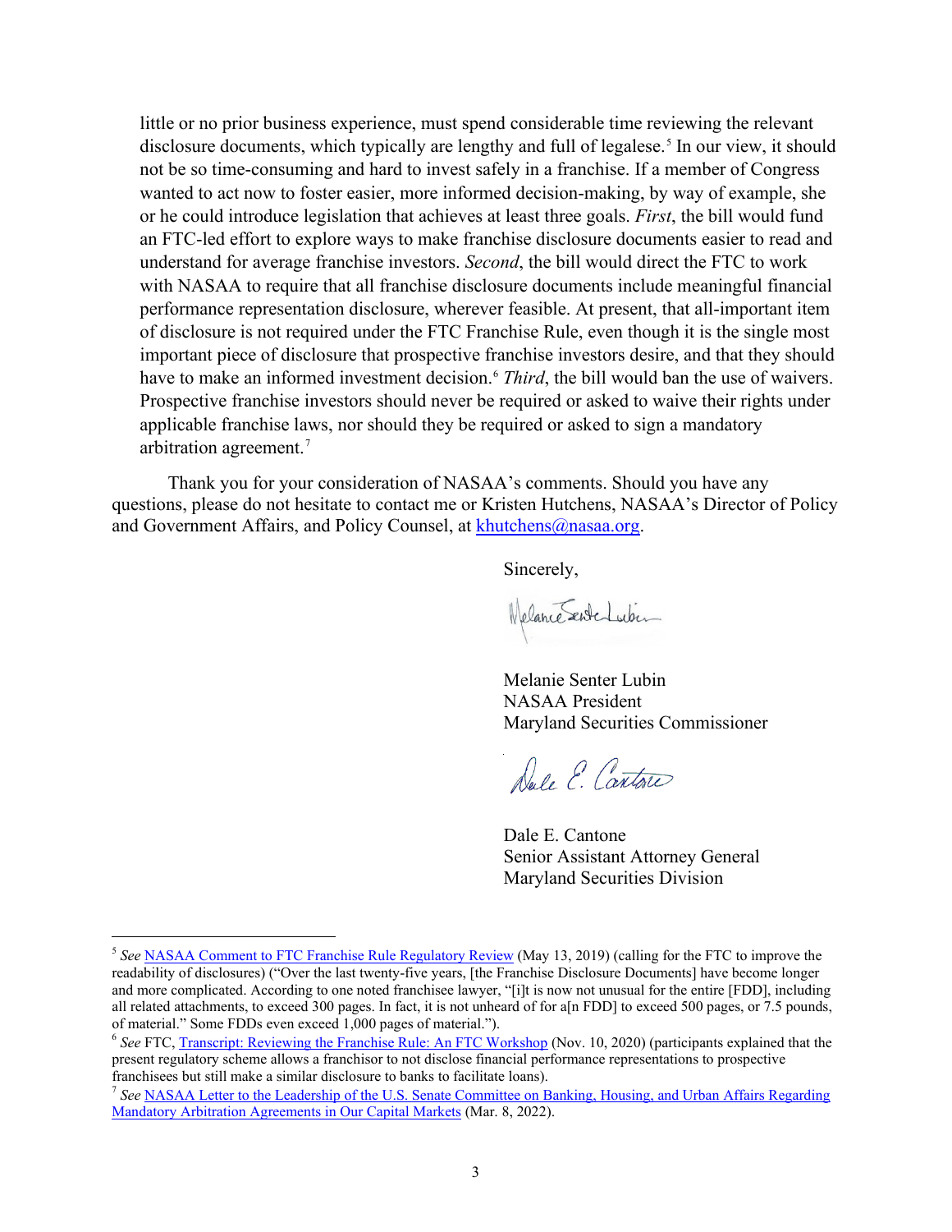little or no prior business experience, must spend considerable time reviewing the relevant disclosure documents, which typically are lengthy and full of legalese.[5] In our view, it should not be so time-consuming and hard to invest safely in a franchise. If a member of Congress wanted to act now to foster easier, more informed decision-making, by way of example, she or he could introduce legislation that achieves at least three goals. *First*, the bill would fund an FTC-led effort to explore ways to make franchise disclosure documents easier to read and understand for average franchise investors. *Second*, the bill would direct the FTC to work with NASAA to require that all franchise disclosure documents include meaningful financial performance representation disclosure, wherever feasible. At present, that all-important item of disclosure is not required under the FTC Franchise Rule, even though it is the single most important piece of disclosure that prospective franchise investors desire, and that they should have to make an informed investment decision.[6] *Third*, the bill would ban the use of waivers. Prospective franchise investors should never be required or asked to waive their rights under applicable franchise laws, nor should they be required or asked to sign a mandatory arbitration agreement.[7]

Thank you for your consideration of NASAA's comments. Should you have any questions, please do not hesitate to contact me or Kristen Hutchens, NASAA's Director of Policy and Government Affairs, and Policy Counsel, at khutchens@nasaa.org.

Sincerely,

Melanie Senter Lubin
NASAA President
Maryland Securities Commissioner

Dale E. Cantone
Senior Assistant Attorney General
Maryland Securities Division

---

[5] *See* NASAA Comment to FTC Franchise Rule Regulatory Review (May 13, 2019) (calling for the FTC to improve the readability of disclosures) ("Over the last twenty-five years, [the Franchise Disclosure Documents] have become longer and more complicated. According to one noted franchisee lawyer, "[i]t is now not unusual for the entire [FDD], including all related attachments, to exceed 300 pages. In fact, it is not unheard of for a[n FDD] to exceed 500 pages, or 7.5 pounds, of material." Some FDDs even exceed 1,000 pages of material.").

[6] *See* FTC, Transcript: Reviewing the Franchise Rule: An FTC Workshop (Nov. 10, 2020) (participants explained that the present regulatory scheme allows a franchisor to not disclose financial performance representations to prospective franchisees but still make a similar disclosure to banks to facilitate loans).

[7] *See* NASAA Letter to the Leadership of the U.S. Senate Committee on Banking, Housing, and Urban Affairs Regarding Mandatory Arbitration Agreements in Our Capital Markets (Mar. 8, 2022).